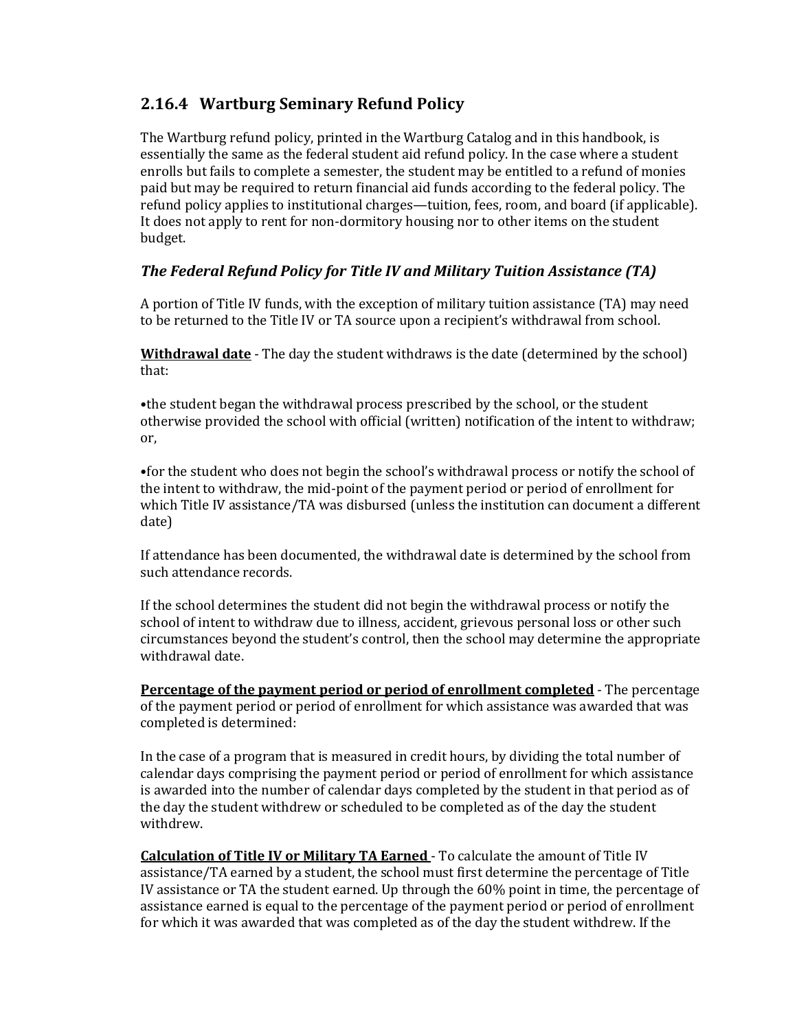## 2.16.4 Wartburg Seminary Refund Policy

The Wartburg refund policy, printed in the Wartburg Catalog and in this handbook, is essentially the same as the federal student aid refund policy. In the case where a student enrolls but fails to complete a semester, the student may be entitled to a refund of monies paid but may be required to return financial aid funds according to the federal policy. The refund policy applies to institutional charges—tuition, fees, room, and board (if applicable). It does not apply to rent for non-dormitory housing nor to other items on the student budget.

### *The Federal Refund Policy for Title IV and Military Tuition Assistance (TA)*

A portion of Title IV funds, with the exception of military tuition assistance (TA) may need to be returned to the Title IV or TA source upon a recipient's withdrawal from school.

**Withdrawal date** - The day the student withdraws is the date (determined by the school) that:

•the student began the withdrawal process prescribed by the school, or the student otherwise provided the school with official (written) notification of the intent to withdraw; or,

•for the student who does not begin the school's withdrawal process or notify the school of the intent to withdraw, the mid-point of the payment period or period of enrollment for which Title IV assistance/TA was disbursed (unless the institution can document a different date)

If attendance has been documented, the withdrawal date is determined by the school from such attendance records.

If the school determines the student did not begin the withdrawal process or notify the school of intent to withdraw due to illness, accident, grievous personal loss or other such circumstances beyond the student's control, then the school may determine the appropriate withdrawal date.

**Percentage of the payment period or period of enrollment completed** - The percentage of the payment period or period of enrollment for which assistance was awarded that was completed is determined:

In the case of a program that is measured in credit hours, by dividing the total number of calendar days comprising the payment period or period of enrollment for which assistance is awarded into the number of calendar days completed by the student in that period as of the day the student withdrew or scheduled to be completed as of the day the student withdrew.

**Calculation of Title IV or Military TA Earned** - To calculate the amount of Title IV assistance/TA earned by a student, the school must first determine the percentage of Title IV assistance or TA the student earned. Up through the 60% point in time, the percentage of assistance earned is equal to the percentage of the payment period or period of enrollment for which it was awarded that was completed as of the day the student withdrew. If the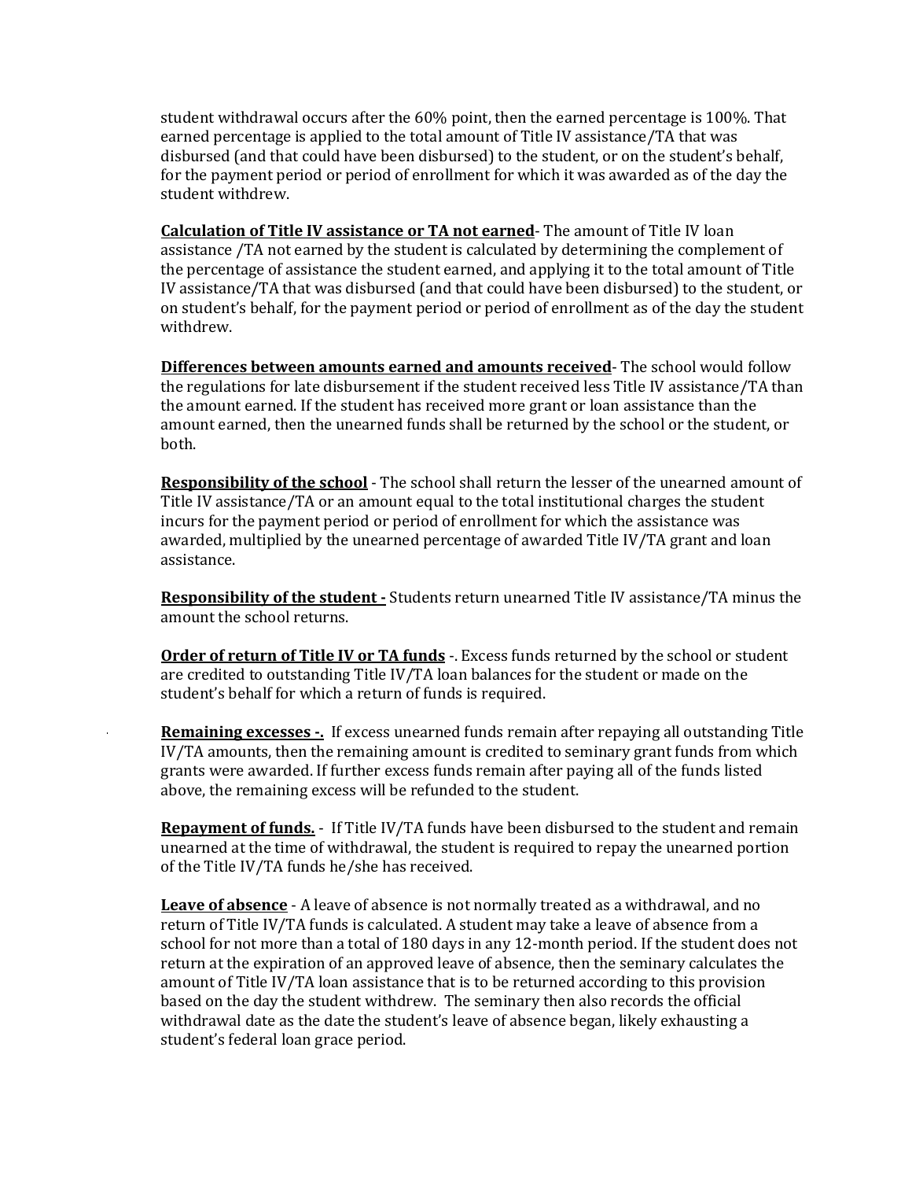student withdrawal occurs after the 60% point, then the earned percentage is 100%. That earned percentage is applied to the total amount of Title IV assistance/TA that was disbursed (and that could have been disbursed) to the student, or on the student's behalf, for the payment period or period of enrollment for which it was awarded as of the day the student withdrew.

**Calculation of Title IV assistance or TA not earned**- The amount of Title IV loan assistance /TA not earned by the student is calculated by determining the complement of the percentage of assistance the student earned, and applying it to the total amount of Title IV assistance/TA that was disbursed (and that could have been disbursed) to the student, or on student's behalf, for the payment period or period of enrollment as of the day the student withdrew.

**Differences between amounts earned and amounts received**- The school would follow the regulations for late disbursement if the student received less Title IV assistance/TA than the amount earned. If the student has received more grant or loan assistance than the amount earned, then the unearned funds shall be returned by the school or the student, or both.

**Responsibility of the school** - The school shall return the lesser of the unearned amount of Title IV assistance/TA or an amount equal to the total institutional charges the student incurs for the payment period or period of enrollment for which the assistance was awarded, multiplied by the unearned percentage of awarded Title IV/TA grant and loan assistance.

**Responsibility of the student -** Students return unearned Title IV assistance/TA minus the amount the school returns.

**Order of return of Title IV or TA funds** -. Excess funds returned by the school or student are credited to outstanding Title IV/TA loan balances for the student or made on the student's behalf for which a return of funds is required.

**Remaining excesses -.** If excess unearned funds remain after repaying all outstanding Title IV/TA amounts, then the remaining amount is credited to seminary grant funds from which grants were awarded. If further excess funds remain after paying all of the funds listed above, the remaining excess will be refunded to the student.

**Repayment of funds.** - If Title IV/TA funds have been disbursed to the student and remain unearned at the time of withdrawal, the student is required to repay the unearned portion of the Title IV/TA funds he/she has received.

**Leave of absence** - A leave of absence is not normally treated as a withdrawal, and no return of Title IV/TA funds is calculated. A student may take a leave of absence from a school for not more than a total of 180 days in any 12-month period. If the student does not return at the expiration of an approved leave of absence, then the seminary calculates the amount of Title IV/TA loan assistance that is to be returned according to this provision based on the day the student withdrew. The seminary then also records the official withdrawal date as the date the student's leave of absence began, likely exhausting a student's federal loan grace period.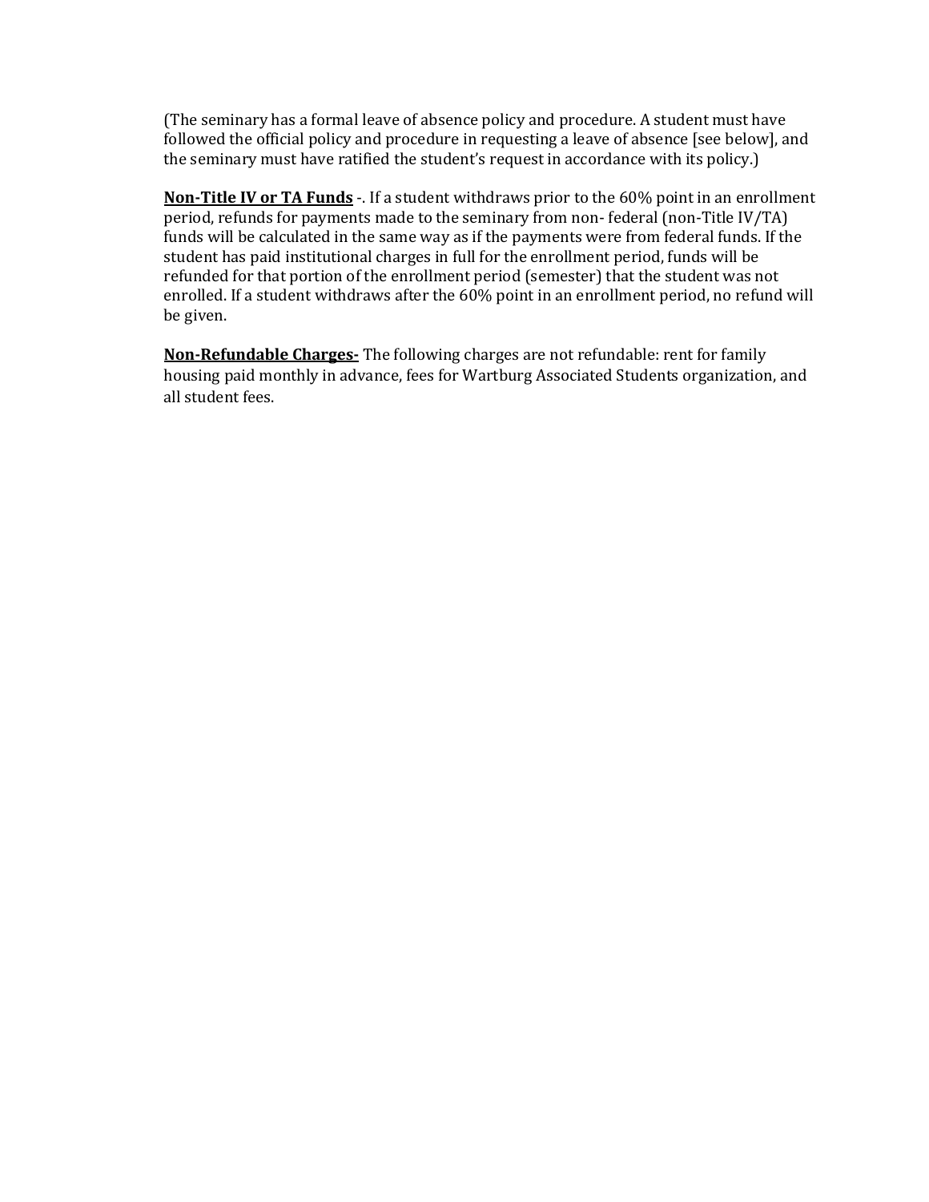(The seminary has a formal leave of absence policy and procedure. A student must have followed the official policy and procedure in requesting a leave of absence [see below], and the seminary must have ratified the student's request in accordance with its policy.)

**Non-Title IV or TA Funds** -. If a student withdraws prior to the 60% point in an enrollment period, refunds for payments made to the seminary from non- federal (non-Title IV/TA) funds will be calculated in the same way as if the payments were from federal funds. If the student has paid institutional charges in full for the enrollment period, funds will be refunded for that portion of the enrollment period (semester) that the student was not enrolled. If a student withdraws after the 60% point in an enrollment period, no refund will be given.

**Non-Refundable Charges-** The following charges are not refundable: rent for family housing paid monthly in advance, fees for Wartburg Associated Students organization, and all student fees.